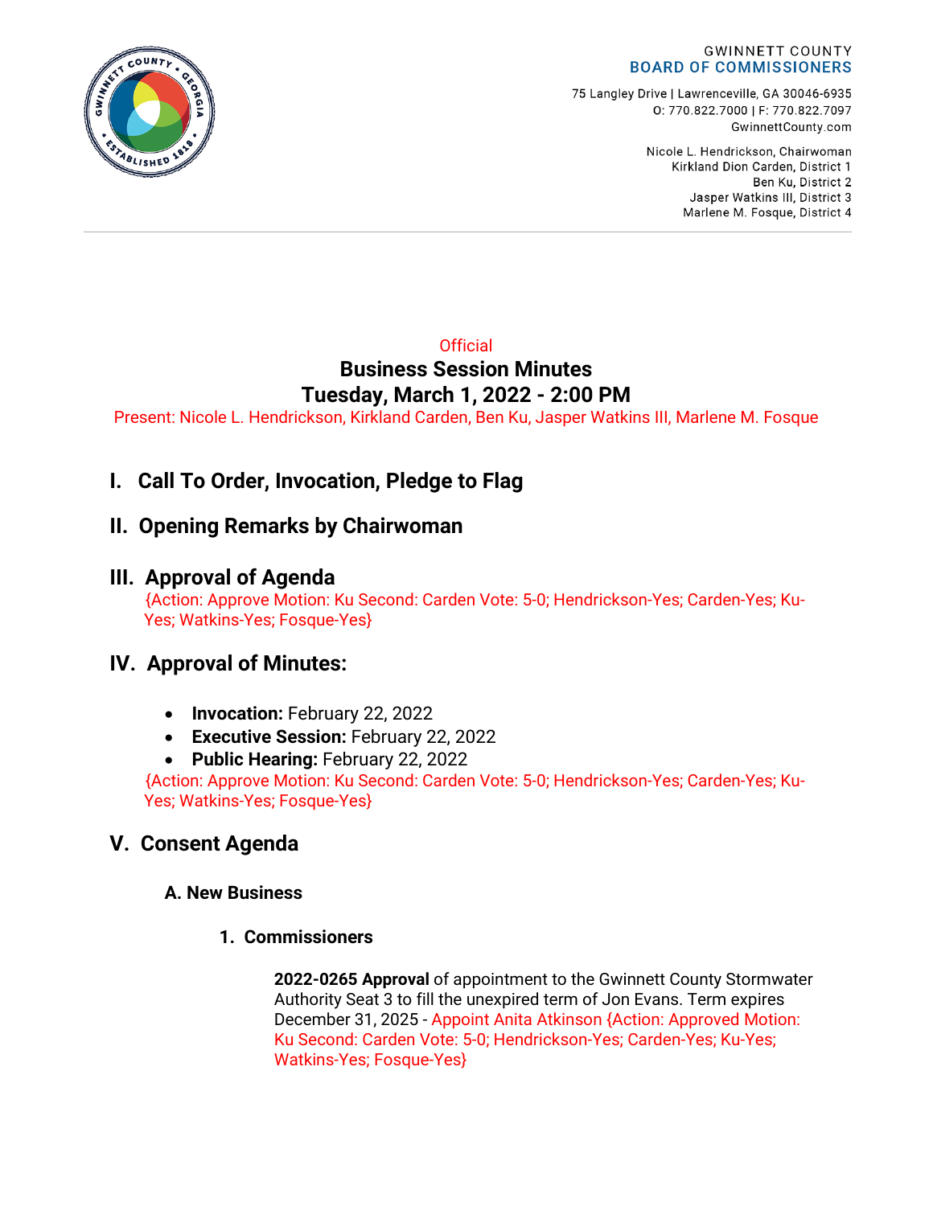GWINNETT COUNTY
**BOARD OF COMMISSIONERS**

75 Langley Drive | Lawrenceville, GA 30046-6935
O: 770.822.7000 | F: 770.822.7097
GwinnettCounty.com

Nicole L. Hendrickson, Chairwoman
Kirkland Dion Carden, District 1
Ben Ku, District 2
Jasper Watkins III, District 3
Marlene M. Fosque, District 4

Official

**Business Session Minutes**

**Tuesday, March 1, 2022 - 2:00 PM**

Present: Nicole L. Hendrickson, Kirkland Carden, Ben Ku, Jasper Watkins III, Marlene M. Fosque

# I. Call To Order, Invocation, Pledge to Flag

# II. Opening Remarks by Chairwoman

# III. Approval of Agenda

{Action: Approve Motion: Ku Second: Carden Vote: 5-0; Hendrickson-Yes; Carden-Yes; Ku-Yes; Watkins-Yes; Fosque-Yes}

# IV. Approval of Minutes:

- **Invocation:** February 22, 2022
- **Executive Session:** February 22, 2022
- **Public Hearing:** February 22, 2022

{Action: Approve Motion: Ku Second: Carden Vote: 5-0; Hendrickson-Yes; Carden-Yes; Ku-Yes; Watkins-Yes; Fosque-Yes}

# V. Consent Agenda

## A. New Business

### 1. Commissioners

**2022-0265 Approval** of appointment to the Gwinnett County Stormwater Authority Seat 3 to fill the unexpired term of Jon Evans. Term expires December 31, 2025 - Appoint Anita Atkinson {Action: Approved Motion: Ku Second: Carden Vote: 5-0; Hendrickson-Yes; Carden-Yes; Ku-Yes; Watkins-Yes; Fosque-Yes}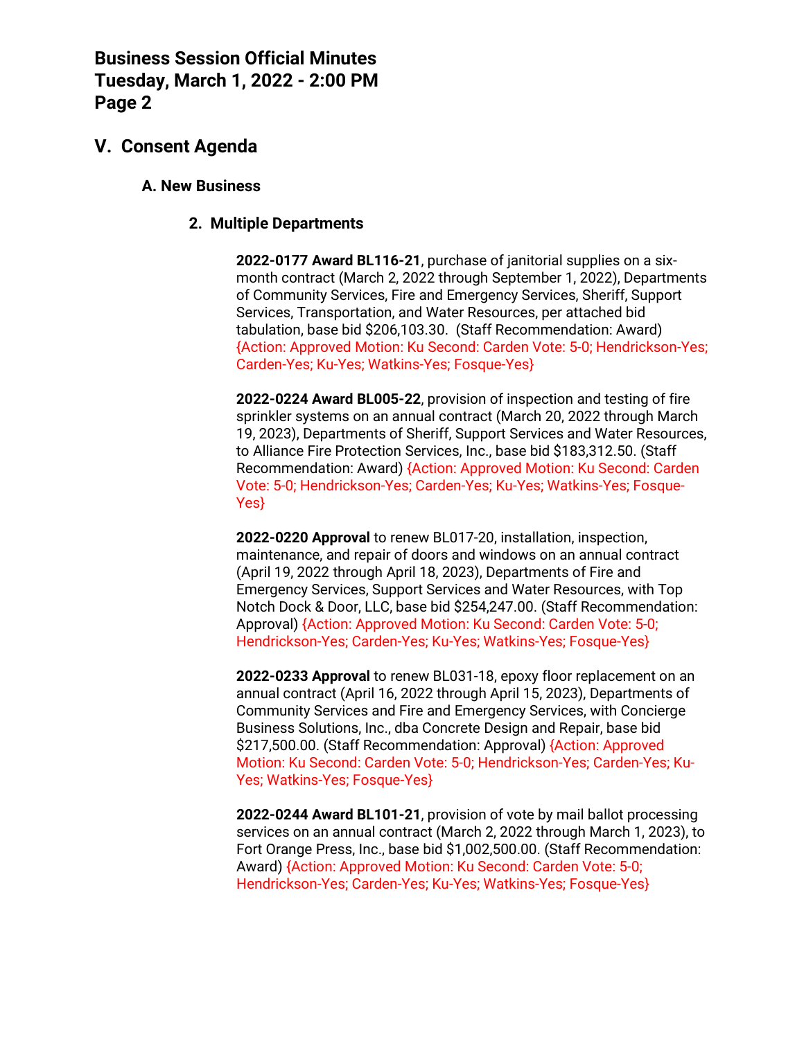## V. Consent Agenda

### A. New Business

#### 2. Multiple Departments

**2022-0177 Award BL116-21**, purchase of janitorial supplies on a six-month contract (March 2, 2022 through September 1, 2022), Departments of Community Services, Fire and Emergency Services, Sheriff, Support Services, Transportation, and Water Resources, per attached bid tabulation, base bid $206,103.30. (Staff Recommendation: Award) {Action: Approved Motion: Ku Second: Carden Vote: 5-0; Hendrickson-Yes; Carden-Yes; Ku-Yes; Watkins-Yes; Fosque-Yes}

**2022-0224 Award BL005-22**, provision of inspection and testing of fire sprinkler systems on an annual contract (March 20, 2022 through March 19, 2023), Departments of Sheriff, Support Services and Water Resources, to Alliance Fire Protection Services, Inc., base bid $183,312.50. (Staff Recommendation: Award) {Action: Approved Motion: Ku Second: Carden Vote: 5-0; Hendrickson-Yes; Carden-Yes; Ku-Yes; Watkins-Yes; Fosque-Yes}

**2022-0220 Approval** to renew BL017-20, installation, inspection, maintenance, and repair of doors and windows on an annual contract (April 19, 2022 through April 18, 2023), Departments of Fire and Emergency Services, Support Services and Water Resources, with Top Notch Dock & Door, LLC, base bid $254,247.00. (Staff Recommendation: Approval) {Action: Approved Motion: Ku Second: Carden Vote: 5-0; Hendrickson-Yes; Carden-Yes; Ku-Yes; Watkins-Yes; Fosque-Yes}

**2022-0233 Approval** to renew BL031-18, epoxy floor replacement on an annual contract (April 16, 2022 through April 15, 2023), Departments of Community Services and Fire and Emergency Services, with Concierge Business Solutions, Inc., dba Concrete Design and Repair, base bid $217,500.00. (Staff Recommendation: Approval) {Action: Approved Motion: Ku Second: Carden Vote: 5-0; Hendrickson-Yes; Carden-Yes; Ku-Yes; Watkins-Yes; Fosque-Yes}

**2022-0244 Award BL101-21**, provision of vote by mail ballot processing services on an annual contract (March 2, 2022 through March 1, 2023), to Fort Orange Press, Inc., base bid $1,002,500.00. (Staff Recommendation: Award) {Action: Approved Motion: Ku Second: Carden Vote: 5-0; Hendrickson-Yes; Carden-Yes; Ku-Yes; Watkins-Yes; Fosque-Yes}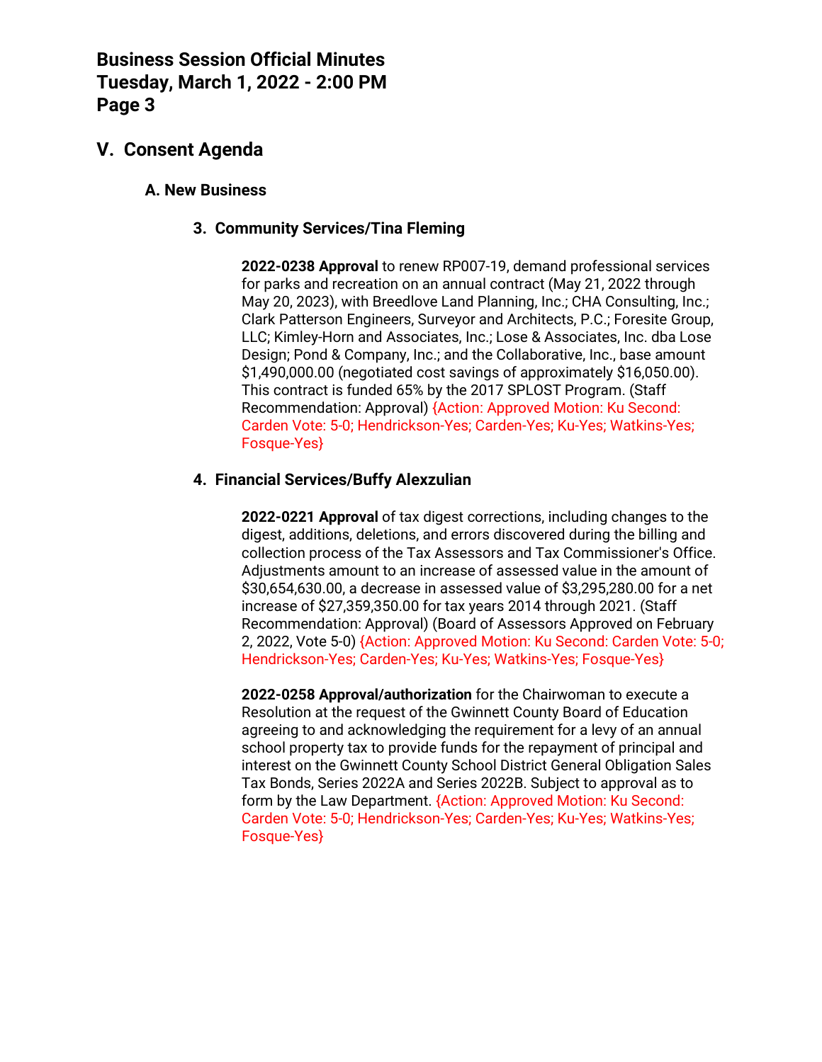## V. Consent Agenda

### A. New Business

#### 3. Community Services/Tina Fleming

**2022-0238 Approval** to renew RP007-19, demand professional services for parks and recreation on an annual contract (May 21, 2022 through May 20, 2023), with Breedlove Land Planning, Inc.; CHA Consulting, Inc.; Clark Patterson Engineers, Surveyor and Architects, P.C.; Foresite Group, LLC; Kimley-Horn and Associates, Inc.; Lose & Associates, Inc. dba Lose Design; Pond & Company, Inc.; and the Collaborative, Inc., base amount $1,490,000.00 (negotiated cost savings of approximately $16,050.00). This contract is funded 65% by the 2017 SPLOST Program. (Staff Recommendation: Approval) {Action: Approved Motion: Ku Second: Carden Vote: 5-0; Hendrickson-Yes; Carden-Yes; Ku-Yes; Watkins-Yes; Fosque-Yes}

#### 4. Financial Services/Buffy Alexzulian

**2022-0221 Approval** of tax digest corrections, including changes to the digest, additions, deletions, and errors discovered during the billing and collection process of the Tax Assessors and Tax Commissioner's Office. Adjustments amount to an increase of assessed value in the amount of $30,654,630.00, a decrease in assessed value of $3,295,280.00 for a net increase of $27,359,350.00 for tax years 2014 through 2021. (Staff Recommendation: Approval) (Board of Assessors Approved on February 2, 2022, Vote 5-0) {Action: Approved Motion: Ku Second: Carden Vote: 5-0; Hendrickson-Yes; Carden-Yes; Ku-Yes; Watkins-Yes; Fosque-Yes}

**2022-0258 Approval/authorization** for the Chairwoman to execute a Resolution at the request of the Gwinnett County Board of Education agreeing to and acknowledging the requirement for a levy of an annual school property tax to provide funds for the repayment of principal and interest on the Gwinnett County School District General Obligation Sales Tax Bonds, Series 2022A and Series 2022B. Subject to approval as to form by the Law Department. {Action: Approved Motion: Ku Second: Carden Vote: 5-0; Hendrickson-Yes; Carden-Yes; Ku-Yes; Watkins-Yes; Fosque-Yes}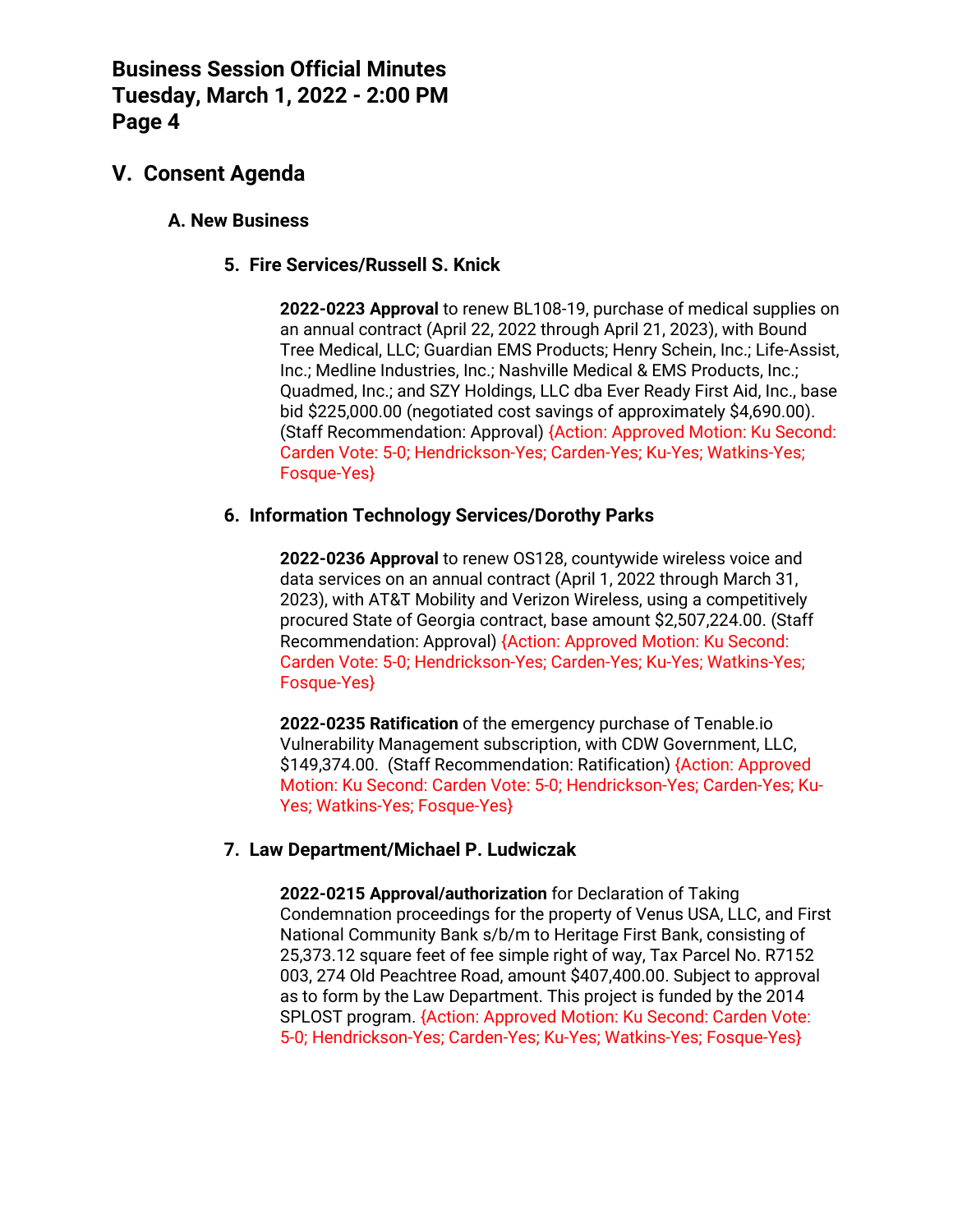## V. Consent Agenda

### A. New Business

#### 5. Fire Services/Russell S. Knick

**2022-0223 Approval** to renew BL108-19, purchase of medical supplies on an annual contract (April 22, 2022 through April 21, 2023), with Bound Tree Medical, LLC; Guardian EMS Products; Henry Schein, Inc.; Life-Assist, Inc.; Medline Industries, Inc.; Nashville Medical & EMS Products, Inc.; Quadmed, Inc.; and SZY Holdings, LLC dba Ever Ready First Aid, Inc., base bid $225,000.00 (negotiated cost savings of approximately $4,690.00). (Staff Recommendation: Approval) {Action: Approved Motion: Ku Second: Carden Vote: 5-0; Hendrickson-Yes; Carden-Yes; Ku-Yes; Watkins-Yes; Fosque-Yes}

#### 6. Information Technology Services/Dorothy Parks

**2022-0236 Approval** to renew OS128, countywide wireless voice and data services on an annual contract (April 1, 2022 through March 31, 2023), with AT&T Mobility and Verizon Wireless, using a competitively procured State of Georgia contract, base amount $2,507,224.00. (Staff Recommendation: Approval) {Action: Approved Motion: Ku Second: Carden Vote: 5-0; Hendrickson-Yes; Carden-Yes; Ku-Yes; Watkins-Yes; Fosque-Yes}

**2022-0235 Ratification** of the emergency purchase of Tenable.io Vulnerability Management subscription, with CDW Government, LLC, $149,374.00. (Staff Recommendation: Ratification) {Action: Approved Motion: Ku Second: Carden Vote: 5-0; Hendrickson-Yes; Carden-Yes; Ku-Yes; Watkins-Yes; Fosque-Yes}

#### 7. Law Department/Michael P. Ludwiczak

**2022-0215 Approval/authorization** for Declaration of Taking Condemnation proceedings for the property of Venus USA, LLC, and First National Community Bank s/b/m to Heritage First Bank, consisting of 25,373.12 square feet of fee simple right of way, Tax Parcel No. R7152 003, 274 Old Peachtree Road, amount $407,400.00. Subject to approval as to form by the Law Department. This project is funded by the 2014 SPLOST program. {Action: Approved Motion: Ku Second: Carden Vote: 5-0; Hendrickson-Yes; Carden-Yes; Ku-Yes; Watkins-Yes; Fosque-Yes}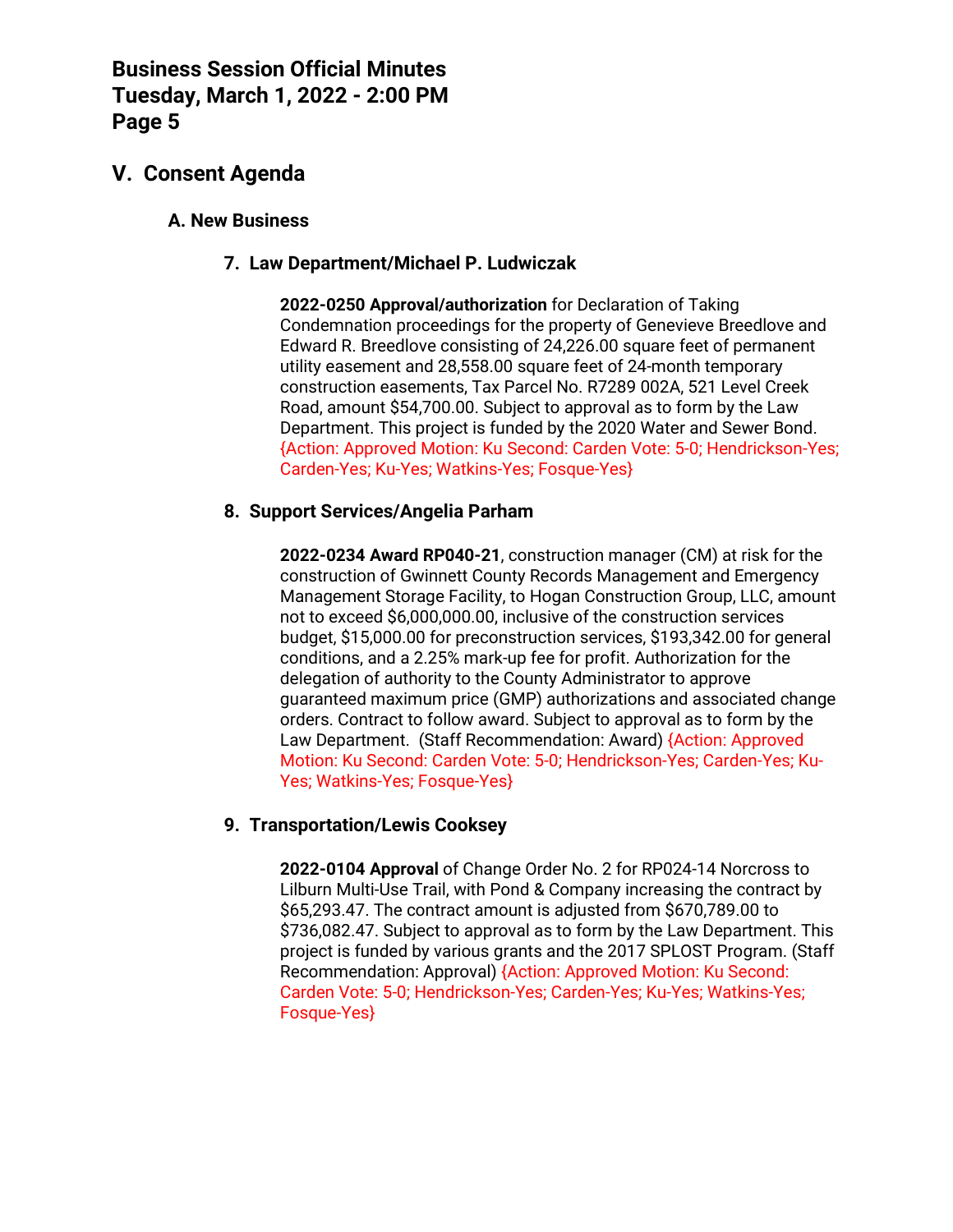## V. Consent Agenda

### A. New Business

#### 7. Law Department/Michael P. Ludwiczak

**2022-0250 Approval/authorization** for Declaration of Taking Condemnation proceedings for the property of Genevieve Breedlove and Edward R. Breedlove consisting of 24,226.00 square feet of permanent utility easement and 28,558.00 square feet of 24-month temporary construction easements, Tax Parcel No. R7289 002A, 521 Level Creek Road, amount $54,700.00. Subject to approval as to form by the Law Department. This project is funded by the 2020 Water and Sewer Bond. {Action: Approved Motion: Ku Second: Carden Vote: 5-0; Hendrickson-Yes; Carden-Yes; Ku-Yes; Watkins-Yes; Fosque-Yes}

#### 8. Support Services/Angelia Parham

**2022-0234 Award RP040-21**, construction manager (CM) at risk for the construction of Gwinnett County Records Management and Emergency Management Storage Facility, to Hogan Construction Group, LLC, amount not to exceed $6,000,000.00, inclusive of the construction services budget, $15,000.00 for preconstruction services, $193,342.00 for general conditions, and a 2.25% mark-up fee for profit. Authorization for the delegation of authority to the County Administrator to approve guaranteed maximum price (GMP) authorizations and associated change orders. Contract to follow award. Subject to approval as to form by the Law Department. (Staff Recommendation: Award) {Action: Approved Motion: Ku Second: Carden Vote: 5-0; Hendrickson-Yes; Carden-Yes; Ku-Yes; Watkins-Yes; Fosque-Yes}

#### 9. Transportation/Lewis Cooksey

**2022-0104 Approval** of Change Order No. 2 for RP024-14 Norcross to Lilburn Multi-Use Trail, with Pond & Company increasing the contract by $65,293.47. The contract amount is adjusted from $670,789.00 to $736,082.47. Subject to approval as to form by the Law Department. This project is funded by various grants and the 2017 SPLOST Program. (Staff Recommendation: Approval) {Action: Approved Motion: Ku Second: Carden Vote: 5-0; Hendrickson-Yes; Carden-Yes; Ku-Yes; Watkins-Yes; Fosque-Yes}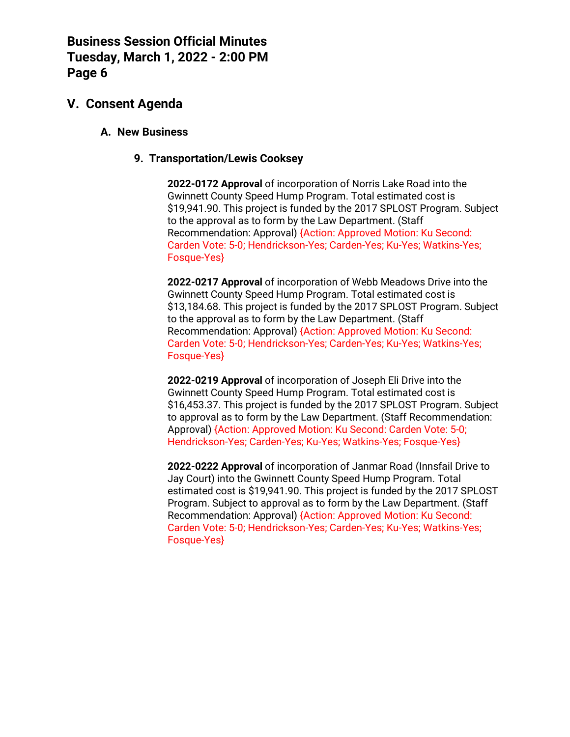## V. Consent Agenda

### A. New Business

#### 9. Transportation/Lewis Cooksey

**2022-0172 Approval** of incorporation of Norris Lake Road into the Gwinnett County Speed Hump Program. Total estimated cost is $19,941.90. This project is funded by the 2017 SPLOST Program. Subject to the approval as to form by the Law Department. (Staff Recommendation: Approval) {Action: Approved Motion: Ku Second: Carden Vote: 5-0; Hendrickson-Yes; Carden-Yes; Ku-Yes; Watkins-Yes; Fosque-Yes}

**2022-0217 Approval** of incorporation of Webb Meadows Drive into the Gwinnett County Speed Hump Program. Total estimated cost is $13,184.68. This project is funded by the 2017 SPLOST Program. Subject to the approval as to form by the Law Department. (Staff Recommendation: Approval) {Action: Approved Motion: Ku Second: Carden Vote: 5-0; Hendrickson-Yes; Carden-Yes; Ku-Yes; Watkins-Yes; Fosque-Yes}

**2022-0219 Approval** of incorporation of Joseph Eli Drive into the Gwinnett County Speed Hump Program. Total estimated cost is $16,453.37. This project is funded by the 2017 SPLOST Program. Subject to approval as to form by the Law Department. (Staff Recommendation: Approval) {Action: Approved Motion: Ku Second: Carden Vote: 5-0; Hendrickson-Yes; Carden-Yes; Ku-Yes; Watkins-Yes; Fosque-Yes}

**2022-0222 Approval** of incorporation of Janmar Road (Innsfail Drive to Jay Court) into the Gwinnett County Speed Hump Program. Total estimated cost is $19,941.90. This project is funded by the 2017 SPLOST Program. Subject to approval as to form by the Law Department. (Staff Recommendation: Approval) {Action: Approved Motion: Ku Second: Carden Vote: 5-0; Hendrickson-Yes; Carden-Yes; Ku-Yes; Watkins-Yes; Fosque-Yes}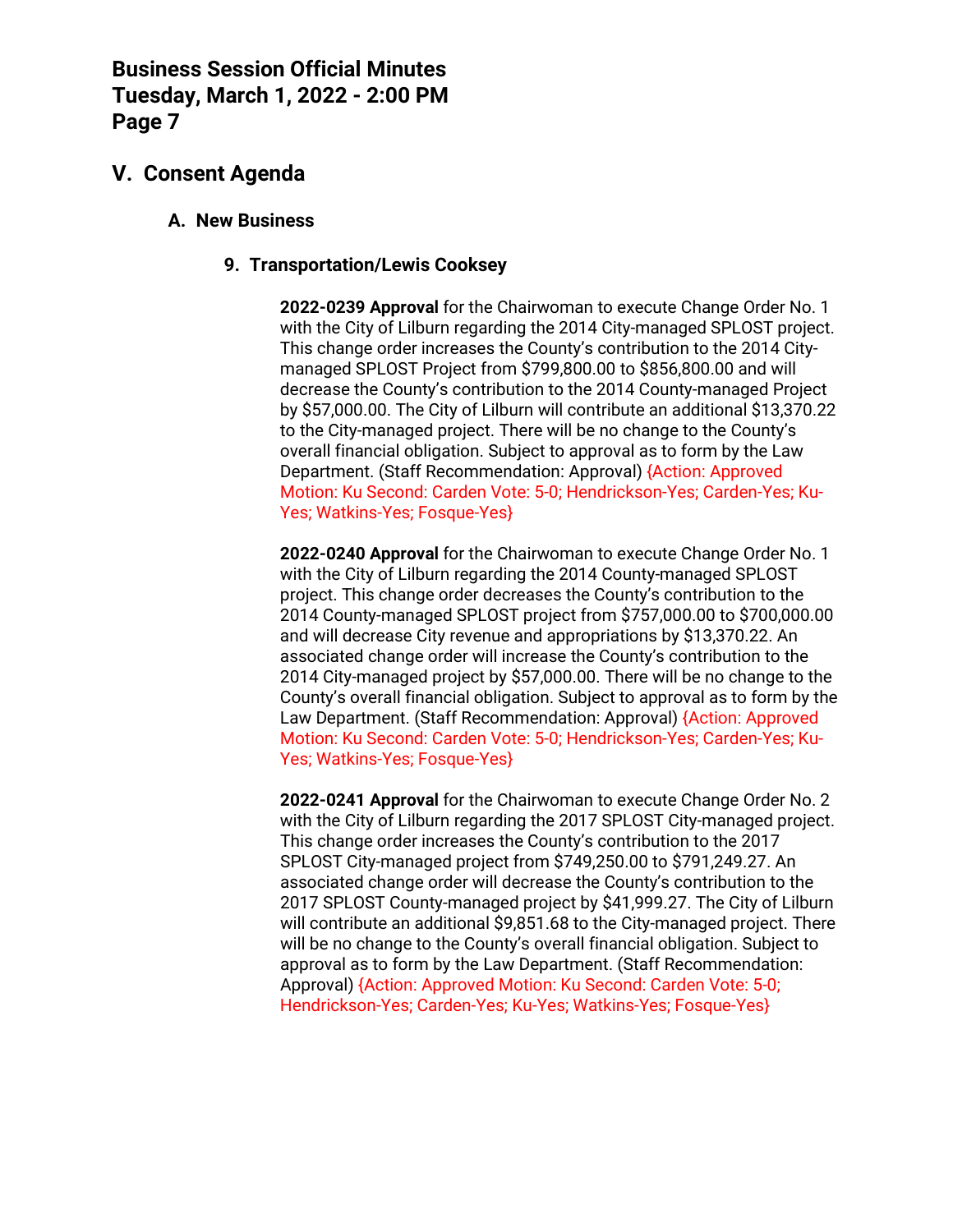## V. Consent Agenda

### A. New Business

#### 9. Transportation/Lewis Cooksey

**2022-0239 Approval** for the Chairwoman to execute Change Order No. 1 with the City of Lilburn regarding the 2014 City-managed SPLOST project. This change order increases the County's contribution to the 2014 City-managed SPLOST Project from $799,800.00 to $856,800.00 and will decrease the County's contribution to the 2014 County-managed Project by $57,000.00. The City of Lilburn will contribute an additional $13,370.22 to the City-managed project. There will be no change to the County's overall financial obligation. Subject to approval as to form by the Law Department. (Staff Recommendation: Approval) {Action: Approved Motion: Ku Second: Carden Vote: 5-0; Hendrickson-Yes; Carden-Yes; Ku-Yes; Watkins-Yes; Fosque-Yes}

**2022-0240 Approval** for the Chairwoman to execute Change Order No. 1 with the City of Lilburn regarding the 2014 County-managed SPLOST project. This change order decreases the County's contribution to the 2014 County-managed SPLOST project from $757,000.00 to $700,000.00 and will decrease City revenue and appropriations by $13,370.22. An associated change order will increase the County's contribution to the 2014 City-managed project by $57,000.00. There will be no change to the County's overall financial obligation. Subject to approval as to form by the Law Department. (Staff Recommendation: Approval) {Action: Approved Motion: Ku Second: Carden Vote: 5-0; Hendrickson-Yes; Carden-Yes; Ku-Yes; Watkins-Yes; Fosque-Yes}

**2022-0241 Approval** for the Chairwoman to execute Change Order No. 2 with the City of Lilburn regarding the 2017 SPLOST City-managed project. This change order increases the County's contribution to the 2017 SPLOST City-managed project from $749,250.00 to $791,249.27. An associated change order will decrease the County's contribution to the 2017 SPLOST County-managed project by $41,999.27. The City of Lilburn will contribute an additional $9,851.68 to the City-managed project. There will be no change to the County's overall financial obligation. Subject to approval as to form by the Law Department. (Staff Recommendation: Approval) {Action: Approved Motion: Ku Second: Carden Vote: 5-0; Hendrickson-Yes; Carden-Yes; Ku-Yes; Watkins-Yes; Fosque-Yes}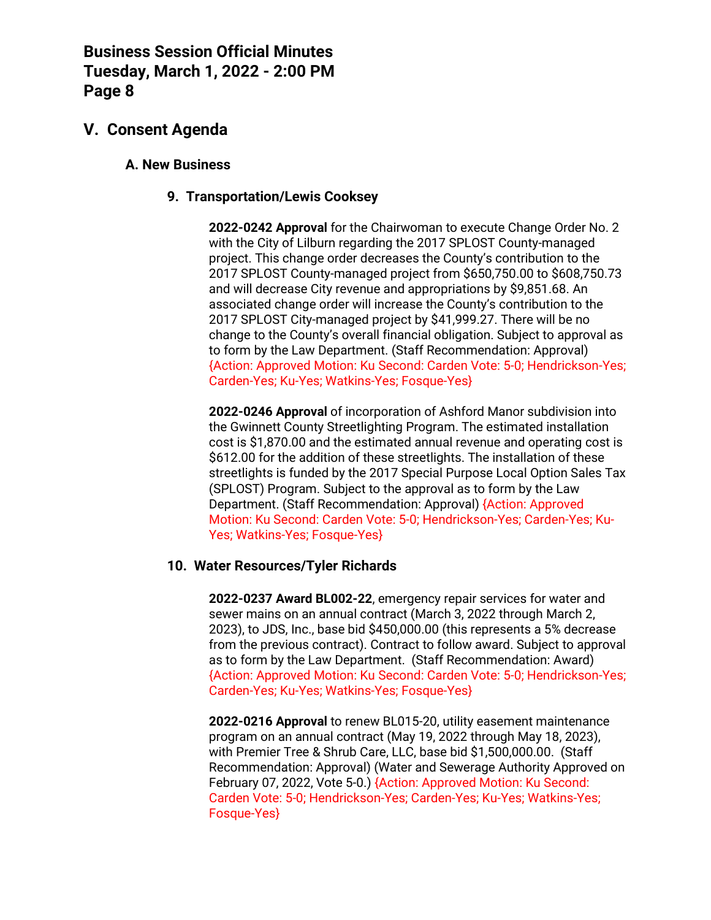## V. Consent Agenda

### A. New Business

#### 9. Transportation/Lewis Cooksey

**2022-0242 Approval** for the Chairwoman to execute Change Order No. 2 with the City of Lilburn regarding the 2017 SPLOST County-managed project. This change order decreases the County's contribution to the 2017 SPLOST County-managed project from $650,750.00 to $608,750.73 and will decrease City revenue and appropriations by $9,851.68. An associated change order will increase the County's contribution to the 2017 SPLOST City-managed project by $41,999.27. There will be no change to the County's overall financial obligation. Subject to approval as to form by the Law Department. (Staff Recommendation: Approval) {Action: Approved Motion: Ku Second: Carden Vote: 5-0; Hendrickson-Yes; Carden-Yes; Ku-Yes; Watkins-Yes; Fosque-Yes}

**2022-0246 Approval** of incorporation of Ashford Manor subdivision into the Gwinnett County Streetlighting Program. The estimated installation cost is $1,870.00 and the estimated annual revenue and operating cost is $612.00 for the addition of these streetlights. The installation of these streetlights is funded by the 2017 Special Purpose Local Option Sales Tax (SPLOST) Program. Subject to the approval as to form by the Law Department. (Staff Recommendation: Approval) {Action: Approved Motion: Ku Second: Carden Vote: 5-0; Hendrickson-Yes; Carden-Yes; Ku-Yes; Watkins-Yes; Fosque-Yes}

#### 10. Water Resources/Tyler Richards

**2022-0237 Award BL002-22**, emergency repair services for water and sewer mains on an annual contract (March 3, 2022 through March 2, 2023), to JDS, Inc., base bid $450,000.00 (this represents a 5% decrease from the previous contract). Contract to follow award. Subject to approval as to form by the Law Department. (Staff Recommendation: Award) {Action: Approved Motion: Ku Second: Carden Vote: 5-0; Hendrickson-Yes; Carden-Yes; Ku-Yes; Watkins-Yes; Fosque-Yes}

**2022-0216 Approval** to renew BL015-20, utility easement maintenance program on an annual contract (May 19, 2022 through May 18, 2023), with Premier Tree & Shrub Care, LLC, base bid $1,500,000.00. (Staff Recommendation: Approval) (Water and Sewerage Authority Approved on February 07, 2022, Vote 5-0.) {Action: Approved Motion: Ku Second: Carden Vote: 5-0; Hendrickson-Yes; Carden-Yes; Ku-Yes; Watkins-Yes; Fosque-Yes}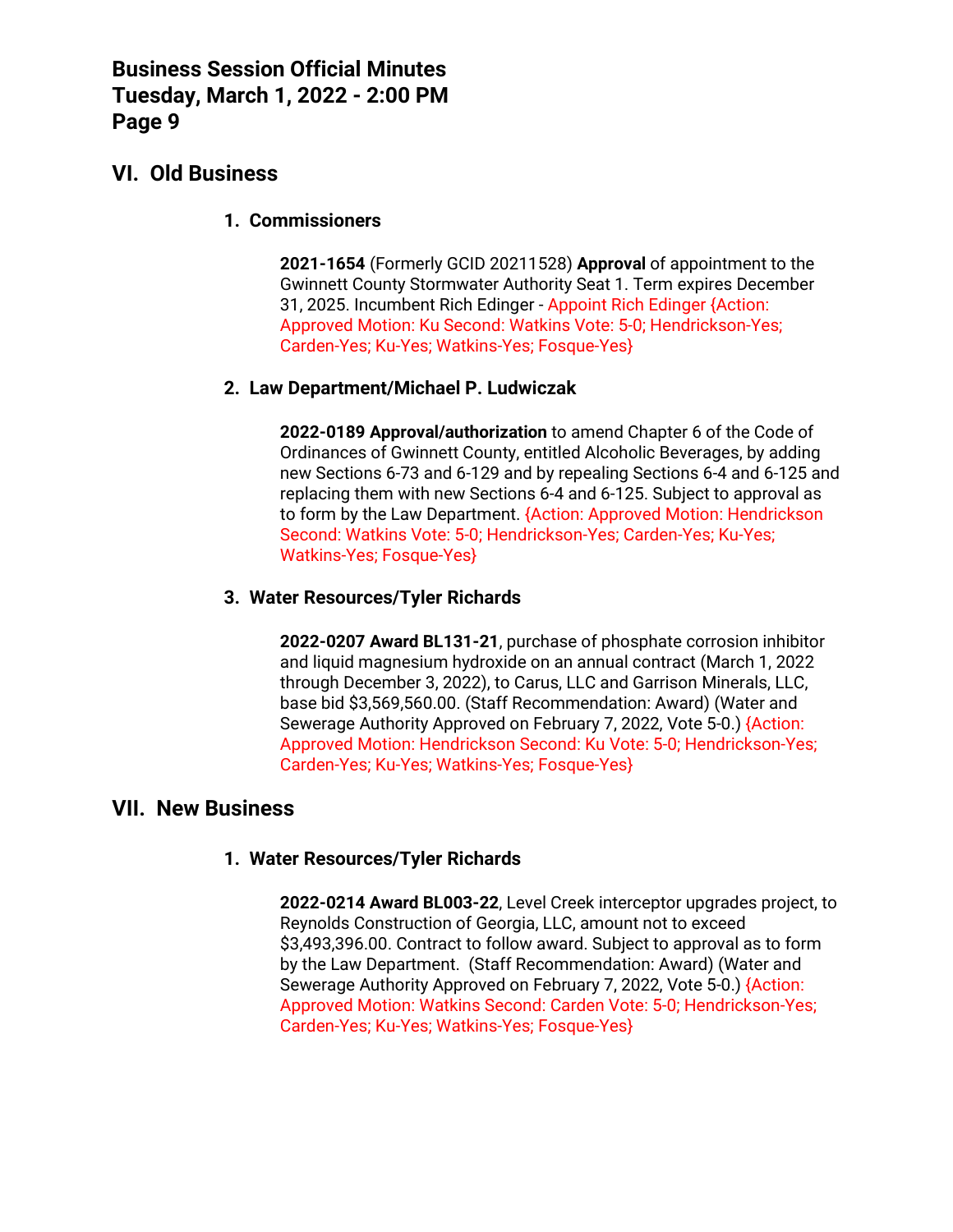## VI. Old Business

### 1. Commissioners

**2021-1654** (Formerly GCID 20211528) **Approval** of appointment to the Gwinnett County Stormwater Authority Seat 1. Term expires December 31, 2025. Incumbent Rich Edinger - Appoint Rich Edinger {Action: Approved Motion: Ku Second: Watkins Vote: 5-0; Hendrickson-Yes; Carden-Yes; Ku-Yes; Watkins-Yes; Fosque-Yes}

### 2. Law Department/Michael P. Ludwiczak

**2022-0189 Approval/authorization** to amend Chapter 6 of the Code of Ordinances of Gwinnett County, entitled Alcoholic Beverages, by adding new Sections 6-73 and 6-129 and by repealing Sections 6-4 and 6-125 and replacing them with new Sections 6-4 and 6-125. Subject to approval as to form by the Law Department. {Action: Approved Motion: Hendrickson Second: Watkins Vote: 5-0; Hendrickson-Yes; Carden-Yes; Ku-Yes; Watkins-Yes; Fosque-Yes}

### 3. Water Resources/Tyler Richards

**2022-0207 Award BL131-21**, purchase of phosphate corrosion inhibitor and liquid magnesium hydroxide on an annual contract (March 1, 2022 through December 3, 2022), to Carus, LLC and Garrison Minerals, LLC, base bid $3,569,560.00. (Staff Recommendation: Award) (Water and Sewerage Authority Approved on February 7, 2022, Vote 5-0.) {Action: Approved Motion: Hendrickson Second: Ku Vote: 5-0; Hendrickson-Yes; Carden-Yes; Ku-Yes; Watkins-Yes; Fosque-Yes}

## VII. New Business

### 1. Water Resources/Tyler Richards

**2022-0214 Award BL003-22**, Level Creek interceptor upgrades project, to Reynolds Construction of Georgia, LLC, amount not to exceed $3,493,396.00. Contract to follow award. Subject to approval as to form by the Law Department. (Staff Recommendation: Award) (Water and Sewerage Authority Approved on February 7, 2022, Vote 5-0.) {Action: Approved Motion: Watkins Second: Carden Vote: 5-0; Hendrickson-Yes; Carden-Yes; Ku-Yes; Watkins-Yes; Fosque-Yes}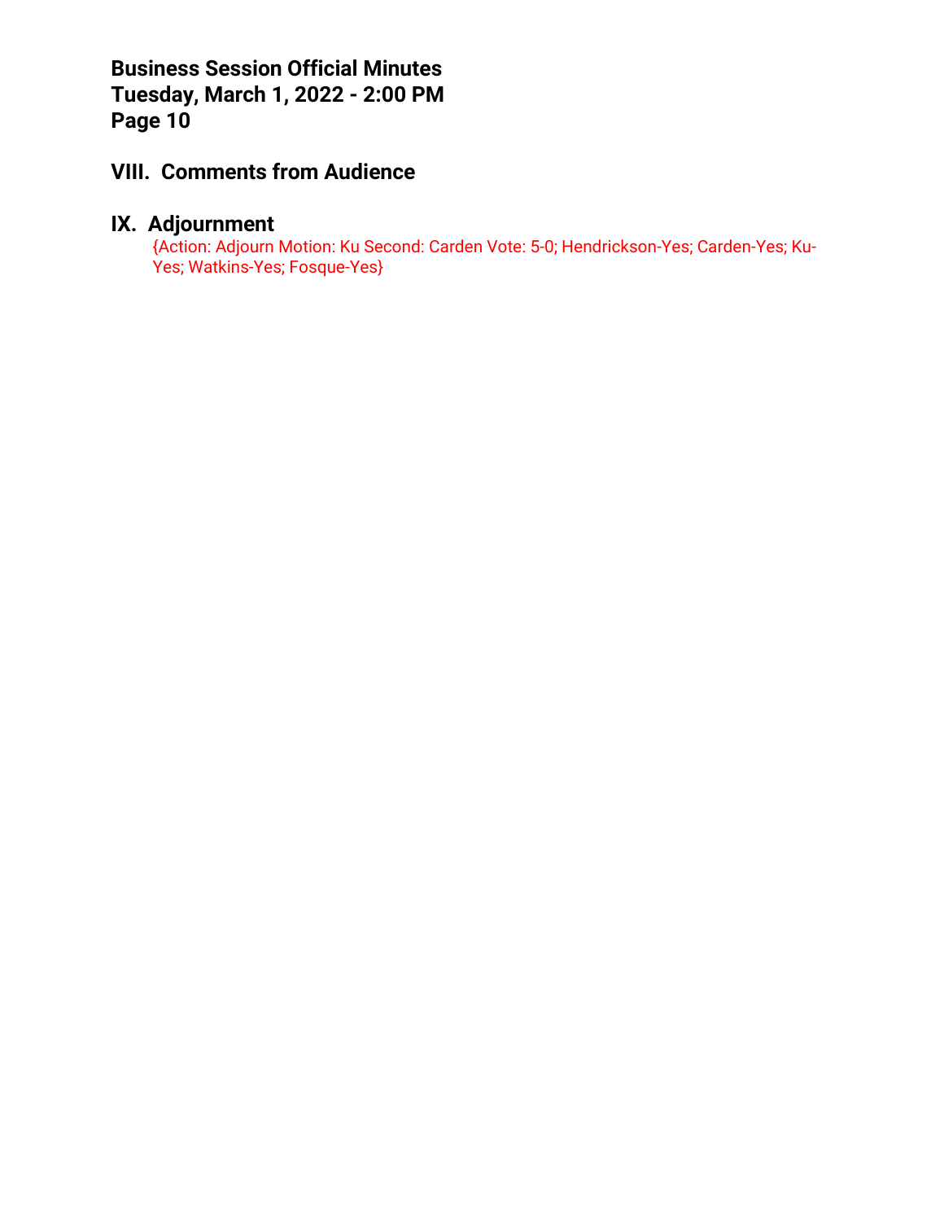## VIII. Comments from Audience

## IX. Adjournment

{Action: Adjourn Motion: Ku Second: Carden Vote: 5-0; Hendrickson-Yes; Carden-Yes; Ku-Yes; Watkins-Yes; Fosque-Yes}